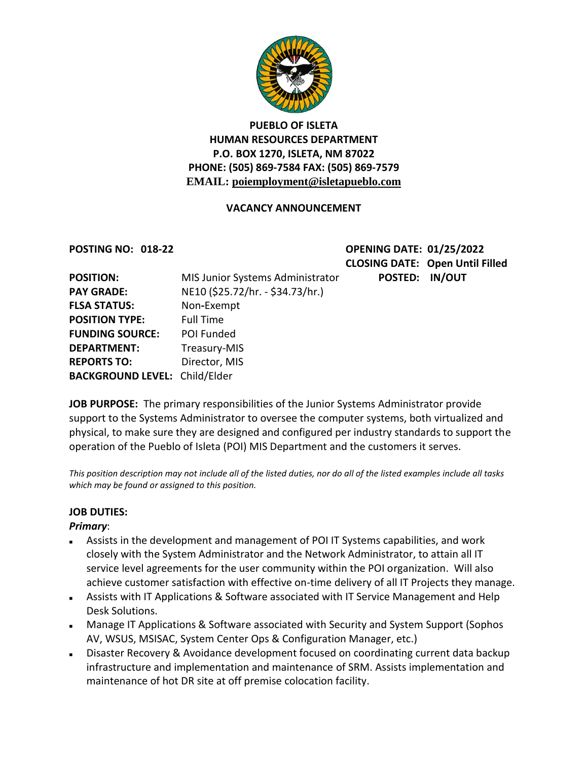**PUEBLO OF ISLETA**
**HUMAN RESOURCES DEPARTMENT**
**P.O. BOX 1270, ISLETA, NM 87022**
**PHONE: (505) 869-7584 FAX: (505) 869-7579**
**EMAIL: poiemployment@isletapueblo.com**

**VACANCY ANNOUNCEMENT**

**POSTING NO: 018-22** | **OPENING DATE: 01/25/2022**
**CLOSING DATE: Open Until Filled**

| | | |
|---|---|---|
| **POSITION:** | MIS Junior Systems Administrator | **POSTED: IN/OUT** |
| **PAY GRADE:** | NE10 ($25.72/hr. - $34.73/hr.) | |
| **FLSA STATUS:** | Non-Exempt | |
| **POSITION TYPE:** | Full Time | |
| **FUNDING SOURCE:** | POI Funded | |
| **DEPARTMENT:** | Treasury-MIS | |
| **REPORTS TO:** | Director, MIS | |
| **BACKGROUND LEVEL:** | Child/Elder | |

**JOB PURPOSE:** The primary responsibilities of the Junior Systems Administrator provide support to the Systems Administrator to oversee the computer systems, both virtualized and physical, to make sure they are designed and configured per industry standards to support the operation of the Pueblo of Isleta (POI) MIS Department and the customers it serves.

*This position description may not include all of the listed duties, nor do all of the listed examples include all tasks which may be found or assigned to this position.*

**JOB DUTIES:**

***Primary***:

- Assists in the development and management of POI IT Systems capabilities, and work closely with the System Administrator and the Network Administrator, to attain all IT service level agreements for the user community within the POI organization. Will also achieve customer satisfaction with effective on-time delivery of all IT Projects they manage.
- Assists with IT Applications & Software associated with IT Service Management and Help Desk Solutions.
- Manage IT Applications & Software associated with Security and System Support (Sophos AV, WSUS, MSISAC, System Center Ops & Configuration Manager, etc.)
- Disaster Recovery & Avoidance development focused on coordinating current data backup infrastructure and implementation and maintenance of SRM. Assists implementation and maintenance of hot DR site at off premise colocation facility.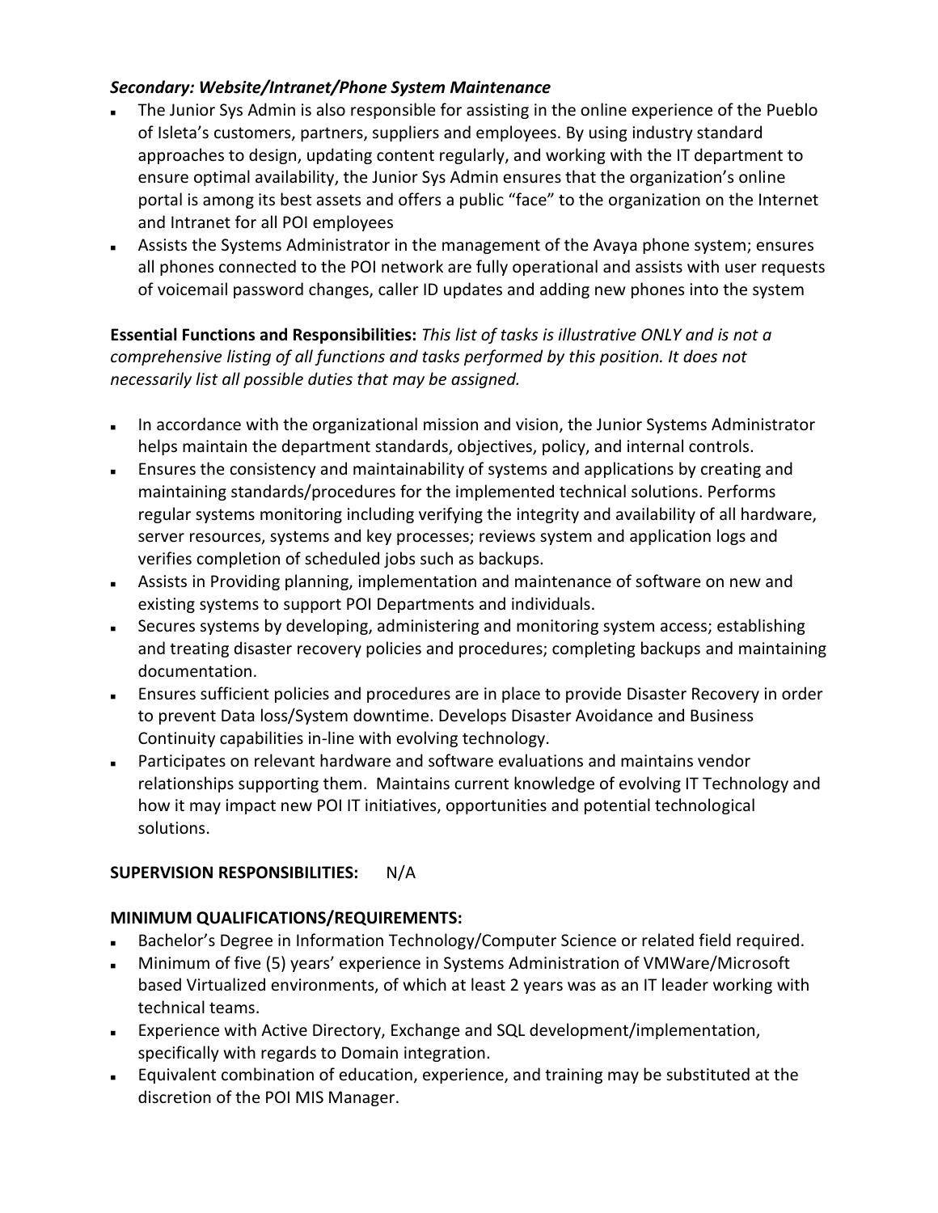***Secondary: Website/Intranet/Phone System Maintenance***

- The Junior Sys Admin is also responsible for assisting in the online experience of the Pueblo of Isleta's customers, partners, suppliers and employees. By using industry standard approaches to design, updating content regularly, and working with the IT department to ensure optimal availability, the Junior Sys Admin ensures that the organization's online portal is among its best assets and offers a public "face" to the organization on the Internet and Intranet for all POI employees
- Assists the Systems Administrator in the management of the Avaya phone system; ensures all phones connected to the POI network are fully operational and assists with user requests of voicemail password changes, caller ID updates and adding new phones into the system

**Essential Functions and Responsibilities:** *This list of tasks is illustrative ONLY and is not a comprehensive listing of all functions and tasks performed by this position. It does not necessarily list all possible duties that may be assigned.*

- In accordance with the organizational mission and vision, the Junior Systems Administrator helps maintain the department standards, objectives, policy, and internal controls.
- Ensures the consistency and maintainability of systems and applications by creating and maintaining standards/procedures for the implemented technical solutions. Performs regular systems monitoring including verifying the integrity and availability of all hardware, server resources, systems and key processes; reviews system and application logs and verifies completion of scheduled jobs such as backups.
- Assists in Providing planning, implementation and maintenance of software on new and existing systems to support POI Departments and individuals.
- Secures systems by developing, administering and monitoring system access; establishing and treating disaster recovery policies and procedures; completing backups and maintaining documentation.
- Ensures sufficient policies and procedures are in place to provide Disaster Recovery in order to prevent Data loss/System downtime. Develops Disaster Avoidance and Business Continuity capabilities in-line with evolving technology.
- Participates on relevant hardware and software evaluations and maintains vendor relationships supporting them. Maintains current knowledge of evolving IT Technology and how it may impact new POI IT initiatives, opportunities and potential technological solutions.

**SUPERVISION RESPONSIBILITIES:** N/A

**MINIMUM QUALIFICATIONS/REQUIREMENTS:**

- Bachelor's Degree in Information Technology/Computer Science or related field required.
- Minimum of five (5) years' experience in Systems Administration of VMWare/Microsoft based Virtualized environments, of which at least 2 years was as an IT leader working with technical teams.
- Experience with Active Directory, Exchange and SQL development/implementation, specifically with regards to Domain integration.
- Equivalent combination of education, experience, and training may be substituted at the discretion of the POI MIS Manager.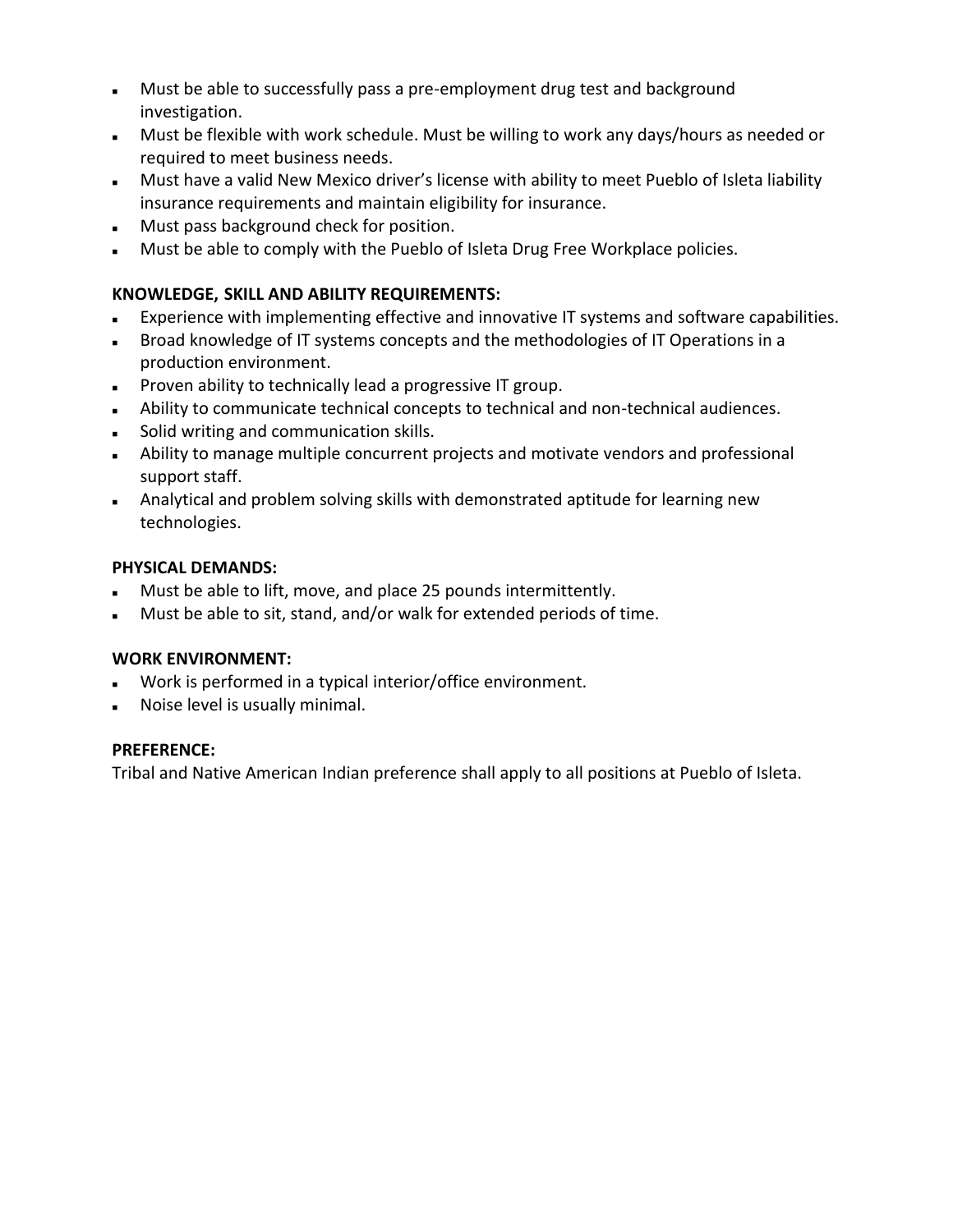- Must be able to successfully pass a pre-employment drug test and background investigation.
- Must be flexible with work schedule. Must be willing to work any days/hours as needed or required to meet business needs.
- Must have a valid New Mexico driver's license with ability to meet Pueblo of Isleta liability insurance requirements and maintain eligibility for insurance.
- Must pass background check for position.
- Must be able to comply with the Pueblo of Isleta Drug Free Workplace policies.

**KNOWLEDGE, SKILL AND ABILITY REQUIREMENTS:**

- Experience with implementing effective and innovative IT systems and software capabilities.
- Broad knowledge of IT systems concepts and the methodologies of IT Operations in a production environment.
- Proven ability to technically lead a progressive IT group.
- Ability to communicate technical concepts to technical and non-technical audiences.
- Solid writing and communication skills.
- Ability to manage multiple concurrent projects and motivate vendors and professional support staff.
- Analytical and problem solving skills with demonstrated aptitude for learning new technologies.

**PHYSICAL DEMANDS:**

- Must be able to lift, move, and place 25 pounds intermittently.
- Must be able to sit, stand, and/or walk for extended periods of time.

**WORK ENVIRONMENT:**

- Work is performed in a typical interior/office environment.
- Noise level is usually minimal.

**PREFERENCE:**

Tribal and Native American Indian preference shall apply to all positions at Pueblo of Isleta.